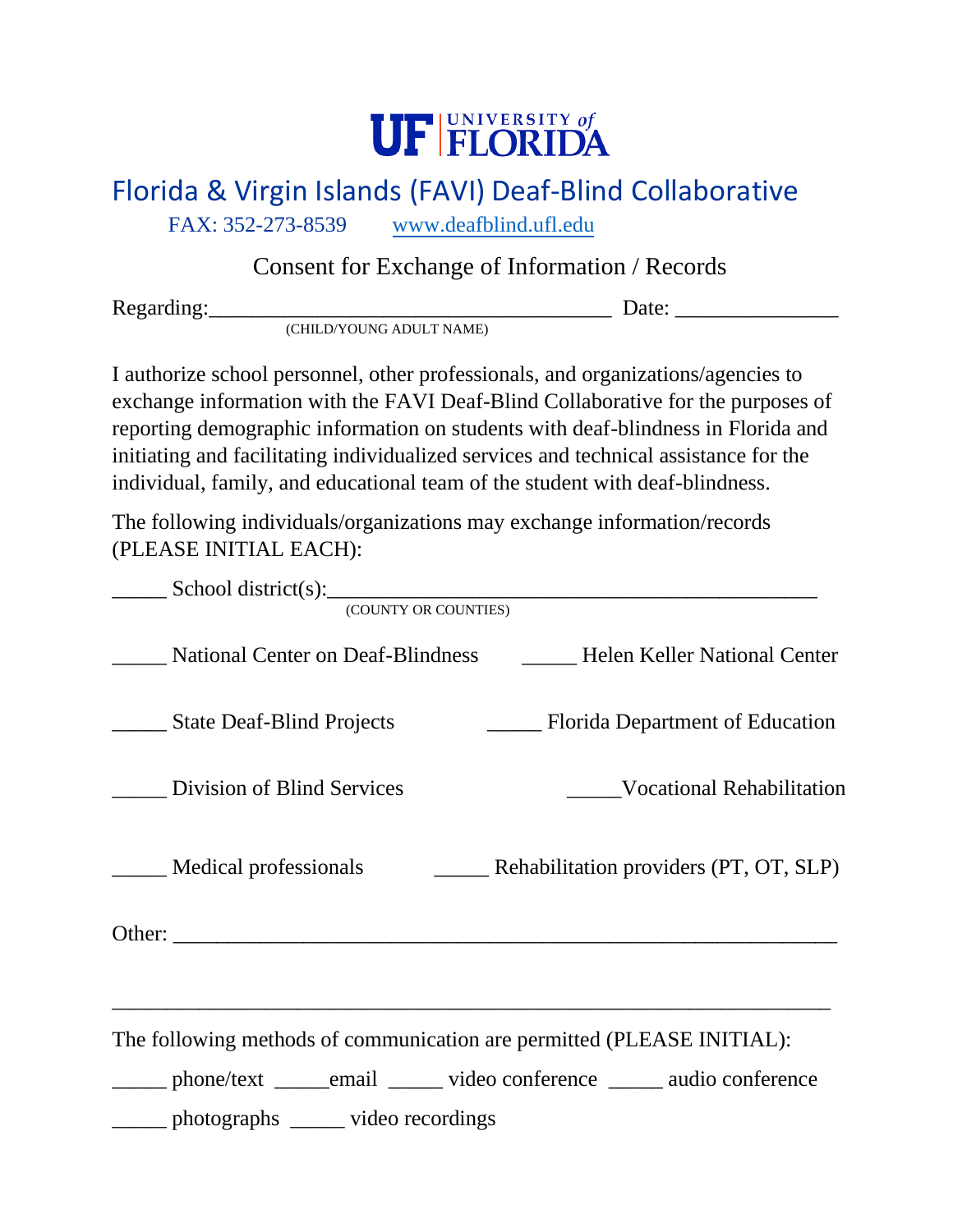UF | UNIVERSITY of FLORIDA

# Florida & Virgin Islands (FAVI) Deaf-Blind Collaborative

FAX: 352-273-8539 www.deafblind.ufl.edu

## Consent for Exchange of Information / Records

Regarding:_____________________________________ Date: _______________
(CHILD/YOUNG ADULT NAME)

I authorize school personnel, other professionals, and organizations/agencies to exchange information with the FAVI Deaf-Blind Collaborative for the purposes of reporting demographic information on students with deaf-blindness in Florida and initiating and facilitating individualized services and technical assistance for the individual, family, and educational team of the student with deaf-blindness.

The following individuals/organizations may exchange information/records (PLEASE INITIAL EACH):

_____ School district(s):_____________________________________________
(COUNTY OR COUNTIES)

_____ National Center on Deaf-Blindness

_____ Helen Keller National Center

_____ State Deaf-Blind Projects

_____ Florida Department of Education

_____ Division of Blind Services

_____Vocational Rehabilitation

_____ Medical professionals

_____ Rehabilitation providers (PT, OT, SLP)

Other: ____________________________________________________________

___________________________________________________________________

The following methods of communication are permitted (PLEASE INITIAL):

_____ phone/text _____email _____ video conference _____ audio conference

_____ photographs _____ video recordings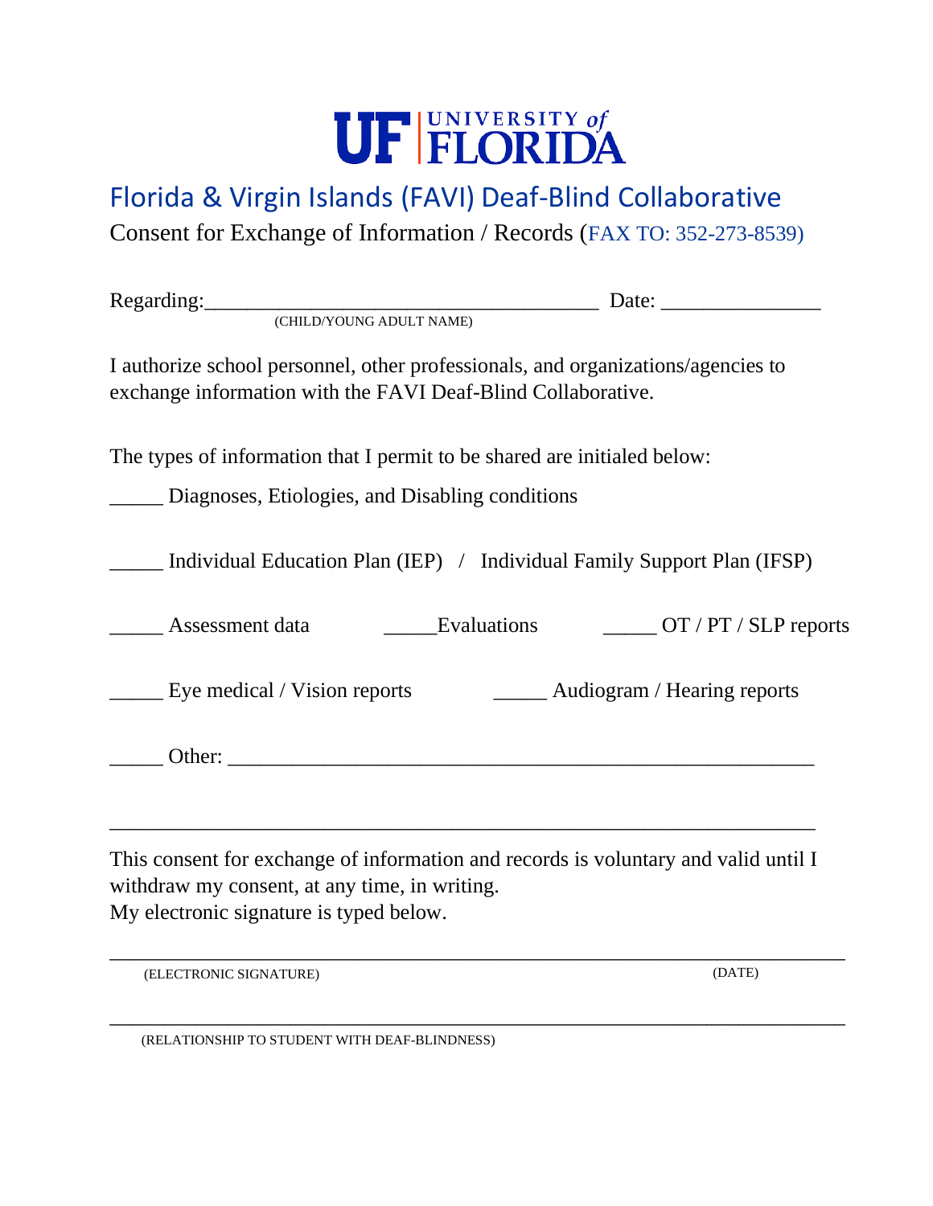UF | UNIVERSITY of FLORIDA

# Florida & Virgin Islands (FAVI) Deaf-Blind Collaborative

Consent for Exchange of Information / Records (FAX TO: 352-273-8539)

Regarding:_____________________________________ Date: _______________
(CHILD/YOUNG ADULT NAME)

I authorize school personnel, other professionals, and organizations/agencies to exchange information with the FAVI Deaf-Blind Collaborative.

The types of information that I permit to be shared are initialed below:

_____ Diagnoses, Etiologies, and Disabling conditions

_____ Individual Education Plan (IEP) / Individual Family Support Plan (IFSP)

_____ Assessment data _____Evaluations _____ OT / PT / SLP reports

_____ Eye medical / Vision reports _____ Audiogram / Hearing reports

_____ Other: _______________________________________________________

____________________________________________________________________

This consent for exchange of information and records is voluntary and valid until I withdraw my consent, at any time, in writing.
My electronic signature is typed below.

____________________________________________________________________
(ELECTRONIC SIGNATURE) (DATE)

____________________________________________________________________
(RELATIONSHIP TO STUDENT WITH DEAF-BLINDNESS)